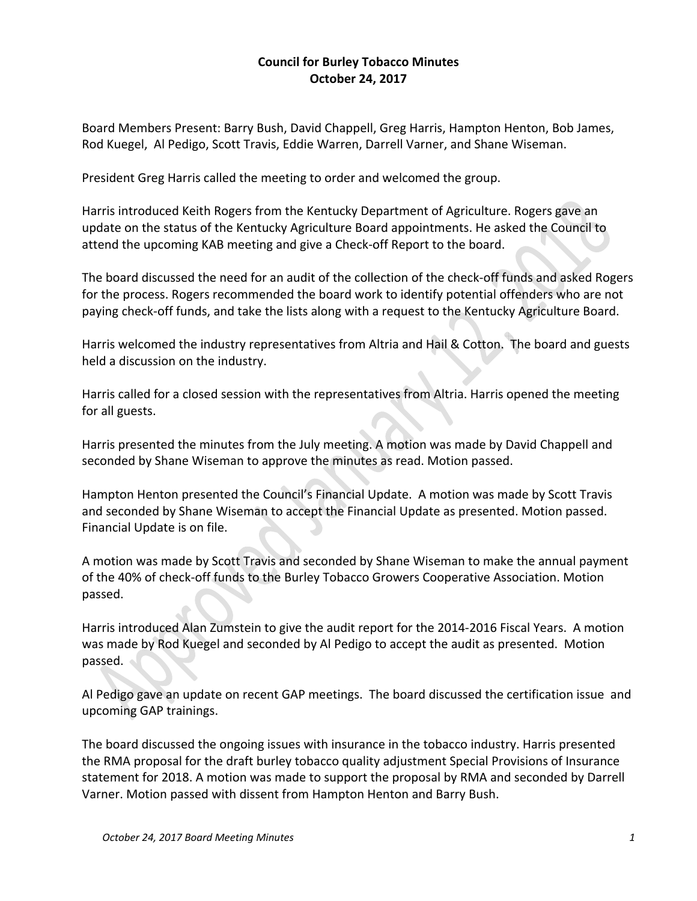# Council for Burley Tobacco Minutes
## October 24, 2017

Board Members Present: Barry Bush, David Chappell, Greg Harris, Hampton Henton, Bob James, Rod Kuegel, Al Pedigo, Scott Travis, Eddie Warren, Darrell Varner, and Shane Wiseman.

President Greg Harris called the meeting to order and welcomed the group.

Harris introduced Keith Rogers from the Kentucky Department of Agriculture. Rogers gave an update on the status of the Kentucky Agriculture Board appointments. He asked the Council to attend the upcoming KAB meeting and give a Check-off Report to the board.

The board discussed the need for an audit of the collection of the check-off funds and asked Rogers for the process. Rogers recommended the board work to identify potential offenders who are not paying check-off funds, and take the lists along with a request to the Kentucky Agriculture Board.

Harris welcomed the industry representatives from Altria and Hail & Cotton. The board and guests held a discussion on the industry.

Harris called for a closed session with the representatives from Altria. Harris opened the meeting for all guests.

Harris presented the minutes from the July meeting. A motion was made by David Chappell and seconded by Shane Wiseman to approve the minutes as read. Motion passed.

Hampton Henton presented the Council's Financial Update. A motion was made by Scott Travis and seconded by Shane Wiseman to accept the Financial Update as presented. Motion passed. Financial Update is on file.

A motion was made by Scott Travis and seconded by Shane Wiseman to make the annual payment of the 40% of check-off funds to the Burley Tobacco Growers Cooperative Association. Motion passed.

Harris introduced Alan Zumstein to give the audit report for the 2014-2016 Fiscal Years. A motion was made by Rod Kuegel and seconded by Al Pedigo to accept the audit as presented. Motion passed.

Al Pedigo gave an update on recent GAP meetings. The board discussed the certification issue and upcoming GAP trainings.

The board discussed the ongoing issues with insurance in the tobacco industry. Harris presented the RMA proposal for the draft burley tobacco quality adjustment Special Provisions of Insurance statement for 2018. A motion was made to support the proposal by RMA and seconded by Darrell Varner. Motion passed with dissent from Hampton Henton and Barry Bush.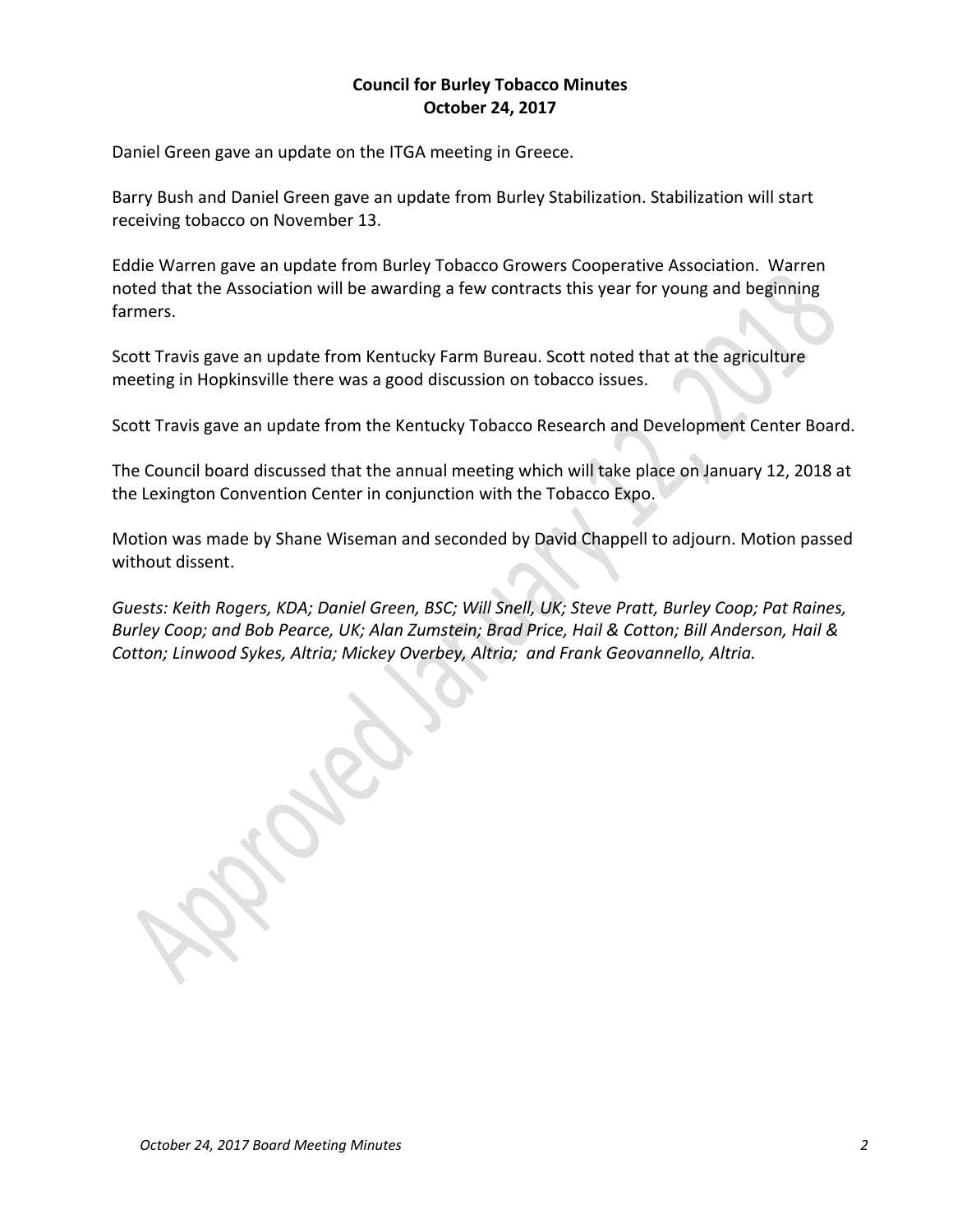**Council for Burley Tobacco Minutes**
**October 24, 2017**

Daniel Green gave an update on the ITGA meeting in Greece.

Barry Bush and Daniel Green gave an update from Burley Stabilization. Stabilization will start receiving tobacco on November 13.

Eddie Warren gave an update from Burley Tobacco Growers Cooperative Association. Warren noted that the Association will be awarding a few contracts this year for young and beginning farmers.

Scott Travis gave an update from Kentucky Farm Bureau. Scott noted that at the agriculture meeting in Hopkinsville there was a good discussion on tobacco issues.

Scott Travis gave an update from the Kentucky Tobacco Research and Development Center Board.

The Council board discussed that the annual meeting which will take place on January 12, 2018 at the Lexington Convention Center in conjunction with the Tobacco Expo.

Motion was made by Shane Wiseman and seconded by David Chappell to adjourn. Motion passed without dissent.

*Guests: Keith Rogers, KDA; Daniel Green, BSC; Will Snell, UK; Steve Pratt, Burley Coop; Pat Raines, Burley Coop; and Bob Pearce, UK; Alan Zumstein; Brad Price, Hail & Cotton; Bill Anderson, Hail & Cotton; Linwood Sykes, Altria; Mickey Overbey, Altria; and Frank Geovannello, Altria.*

Approved January 12, 2018